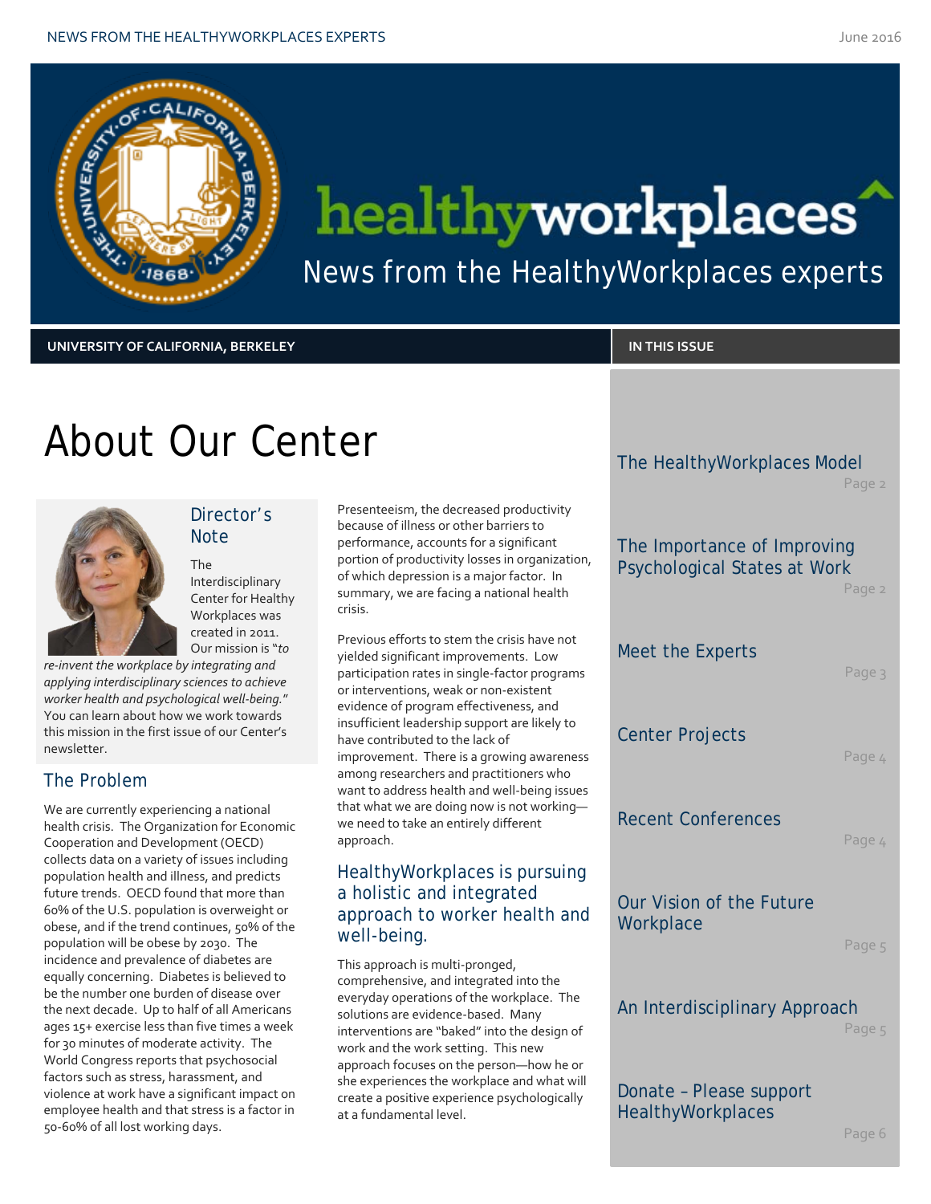# healthyworkplaces

News from the HealthyWorkplaces experts

UNIVERSITY OF CALIFORNIA, BERKELEY

## IN THIS ISSUE

- The HealthyWorkplaces Model — Page 2
- The Importance of Improving Psychological States at Work — Page 2
- Meet the Experts — Page 3
- Center Projects — Page 4
- Recent Conferences — Page 4
- Our Vision of the Future Workplace — Page 5
- An Interdisciplinary Approach — Page 5
- Donate – Please support HealthyWorkplaces — Page 6

# About Our Center

### Director's Note

The Interdisciplinary Center for Healthy Workplaces was created in 2011. Our mission is "*to re-invent the workplace by integrating and applying interdisciplinary sciences to achieve worker health and psychological well-being.*" You can learn about how we work towards this mission in the first issue of our Center's newsletter.

## The Problem

We are currently experiencing a national health crisis. The Organization for Economic Cooperation and Development (OECD) collects data on a variety of issues including population health and illness, and predicts future trends. OECD found that more than 60% of the U.S. population is overweight or obese, and if the trend continues, 50% of the population will be obese by 2030. The incidence and prevalence of diabetes are equally concerning. Diabetes is believed to be the number one burden of disease over the next decade. Up to half of all Americans ages 15+ exercise less than five times a week for 30 minutes of moderate activity. The World Congress reports that psychosocial factors such as stress, harassment, and violence at work have a significant impact on employee health and that stress is a factor in 50-60% of all lost working days.

Presenteeism, the decreased productivity because of illness or other barriers to performance, accounts for a significant portion of productivity losses in organization, of which depression is a major factor. In summary, we are facing a national health crisis.

Previous efforts to stem the crisis have not yielded significant improvements. Low participation rates in single-factor programs or interventions, weak or non-existent evidence of program effectiveness, and insufficient leadership support are likely to have contributed to the lack of improvement. There is a growing awareness among researchers and practitioners who want to address health and well-being issues that what we are doing now is not working—we need to take an entirely different approach.

## HealthyWorkplaces is pursuing a holistic and integrated approach to worker health and well-being.

This approach is multi-pronged, comprehensive, and integrated into the everyday operations of the workplace. The solutions are evidence-based. Many interventions are "baked" into the design of work and the work setting. This new approach focuses on the person—how he or she experiences the workplace and what will create a positive experience psychologically at a fundamental level.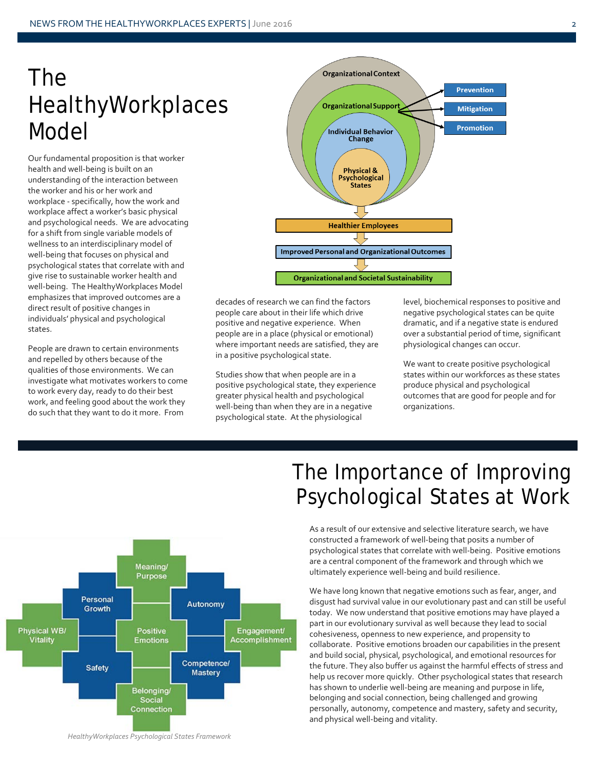# The HealthyWorkplaces Model

Our fundamental proposition is that worker health and well-being is built on an understanding of the interaction between the worker and his or her work and workplace - specifically, how the work and workplace affect a worker's basic physical and psychological needs. We are advocating for a shift from single variable models of wellness to an interdisciplinary model of well-being that focuses on physical and psychological states that correlate with and give rise to sustainable worker health and well-being. The HealthyWorkplaces Model emphasizes that improved outcomes are a direct result of positive changes in individuals' physical and psychological states.

People are drawn to certain environments and repelled by others because of the qualities of those environments. We can investigate what motivates workers to come to work every day, ready to do their best work, and feeling good about the work they do such that they want to do it more. From decades of research we can find the factors people care about in their life which drive positive and negative experience. When people are in a place (physical or emotional) where important needs are satisfied, they are in a positive psychological state.

Studies show that when people are in a positive psychological state, they experience greater physical health and psychological well-being than when they are in a negative psychological state. At the physiological level, biochemical responses to positive and negative psychological states can be quite dramatic, and if a negative state is endured over a substantial period of time, significant physiological changes can occur.

We want to create positive psychological states within our workforces as these states produce physical and psychological outcomes that are good for people and for organizations.

# The Importance of Improving Psychological States at Work

As a result of our extensive and selective literature search, we have constructed a framework of well-being that posits a number of psychological states that correlate with well-being. Positive emotions are a central component of the framework and through which we ultimately experience well-being and build resilience.

We have long known that negative emotions such as fear, anger, and disgust had survival value in our evolutionary past and can still be useful today. We now understand that positive emotions may have played a part in our evolutionary survival as well because they lead to social cohesiveness, openness to new experience, and propensity to collaborate. Positive emotions broaden our capabilities in the present and build social, physical, psychological, and emotional resources for the future. They also buffer us against the harmful effects of stress and help us recover more quickly. Other psychological states that research has shown to underlie well-being are meaning and purpose in life, belonging and social connection, being challenged and growing personally, autonomy, competence and mastery, safety and security, and physical well-being and vitality.

*HealthyWorkplaces Psychological States Framework*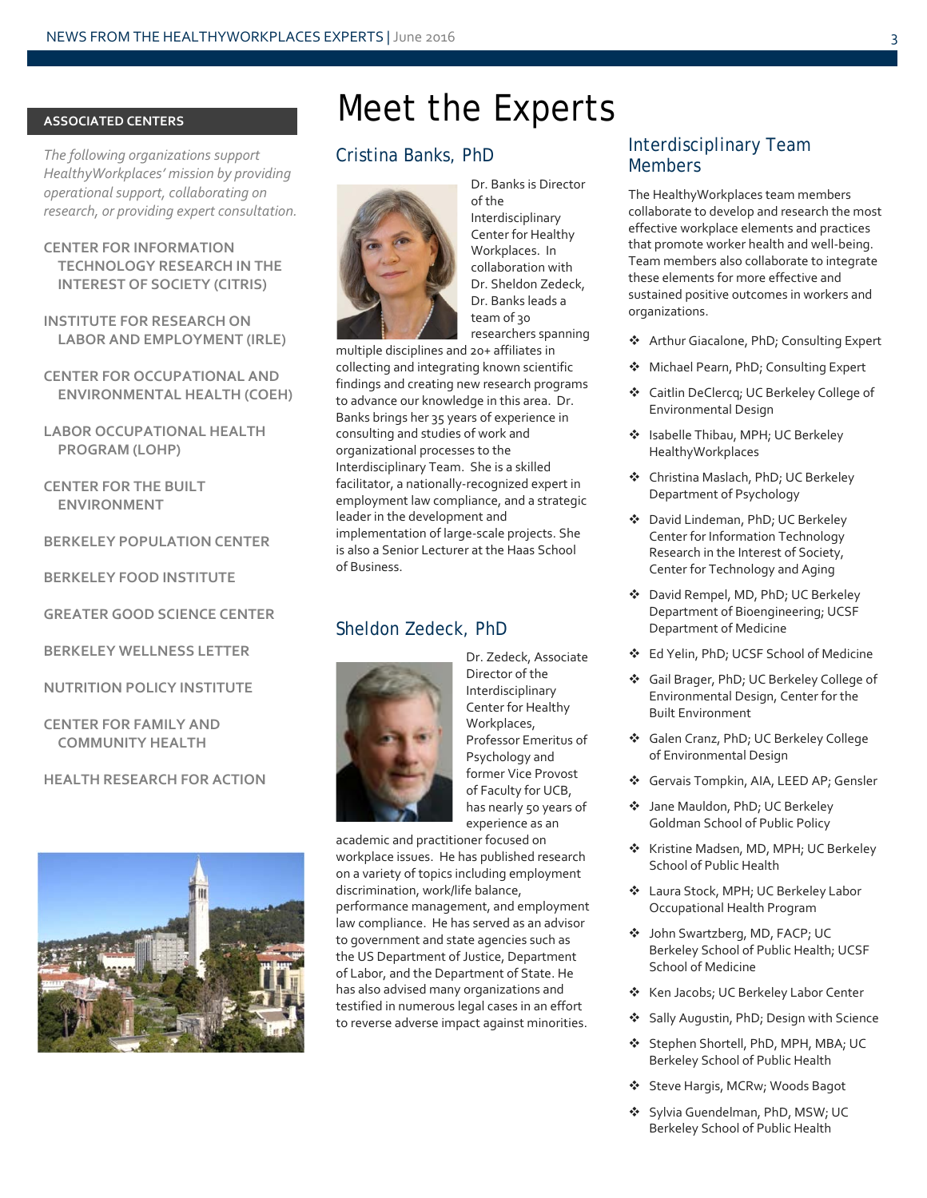## ASSOCIATED CENTERS

*The following organizations support HealthyWorkplaces' mission by providing operational support, collaborating on research, or providing expert consultation.*

CENTER FOR INFORMATION TECHNOLOGY RESEARCH IN THE INTEREST OF SOCIETY (CITRIS)

INSTITUTE FOR RESEARCH ON LABOR AND EMPLOYMENT (IRLE)

CENTER FOR OCCUPATIONAL AND ENVIRONMENTAL HEALTH (COEH)

LABOR OCCUPATIONAL HEALTH PROGRAM (LOHP)

CENTER FOR THE BUILT ENVIRONMENT

BERKELEY POPULATION CENTER

BERKELEY FOOD INSTITUTE

GREATER GOOD SCIENCE CENTER

BERKELEY WELLNESS LETTER

NUTRITION POLICY INSTITUTE

CENTER FOR FAMILY AND COMMUNITY HEALTH

HEALTH RESEARCH FOR ACTION

# Meet the Experts

## Cristina Banks, PhD

Dr. Banks is Director of the Interdisciplinary Center for Healthy Workplaces. In collaboration with Dr. Sheldon Zedeck, Dr. Banks leads a team of 30 researchers spanning multiple disciplines and 20+ affiliates in collecting and integrating known scientific findings and creating new research programs to advance our knowledge in this area. Dr. Banks brings her 35 years of experience in consulting and studies of work and organizational processes to the Interdisciplinary Team. She is a skilled facilitator, a nationally-recognized expert in employment law compliance, and a strategic leader in the development and implementation of large-scale projects. She is also a Senior Lecturer at the Haas School of Business.

## Sheldon Zedeck, PhD

Dr. Zedeck, Associate Director of the Interdisciplinary Center for Healthy Workplaces, Professor Emeritus of Psychology and former Vice Provost of Faculty for UCB, has nearly 50 years of experience as an academic and practitioner focused on workplace issues. He has published research on a variety of topics including employment discrimination, work/life balance, performance management, and employment law compliance. He has served as an advisor to government and state agencies such as the US Department of Justice, Department of Labor, and the Department of State. He has also advised many organizations and testified in numerous legal cases in an effort to reverse adverse impact against minorities.

## Interdisciplinary Team Members

The HealthyWorkplaces team members collaborate to develop and research the most effective workplace elements and practices that promote worker health and well-being. Team members also collaborate to integrate these elements for more effective and sustained positive outcomes in workers and organizations.

- Arthur Giacalone, PhD; Consulting Expert
- Michael Pearn, PhD; Consulting Expert
- Caitlin DeClercq; UC Berkeley College of Environmental Design
- Isabelle Thibau, MPH; UC Berkeley HealthyWorkplaces
- Christina Maslach, PhD; UC Berkeley Department of Psychology
- David Lindeman, PhD; UC Berkeley Center for Information Technology Research in the Interest of Society, Center for Technology and Aging
- David Rempel, MD, PhD; UC Berkeley Department of Bioengineering; UCSF Department of Medicine
- Ed Yelin, PhD; UCSF School of Medicine
- Gail Brager, PhD; UC Berkeley College of Environmental Design, Center for the Built Environment
- Galen Cranz, PhD; UC Berkeley College of Environmental Design
- Gervais Tompkin, AIA, LEED AP; Gensler
- Jane Mauldon, PhD; UC Berkeley Goldman School of Public Policy
- Kristine Madsen, MD, MPH; UC Berkeley School of Public Health
- Laura Stock, MPH; UC Berkeley Labor Occupational Health Program
- John Swartzberg, MD, FACP; UC Berkeley School of Public Health; UCSF School of Medicine
- Ken Jacobs; UC Berkeley Labor Center
- Sally Augustin, PhD; Design with Science
- Stephen Shortell, PhD, MPH, MBA; UC Berkeley School of Public Health
- Steve Hargis, MCRw; Woods Bagot
- Sylvia Guendelman, PhD, MSW; UC Berkeley School of Public Health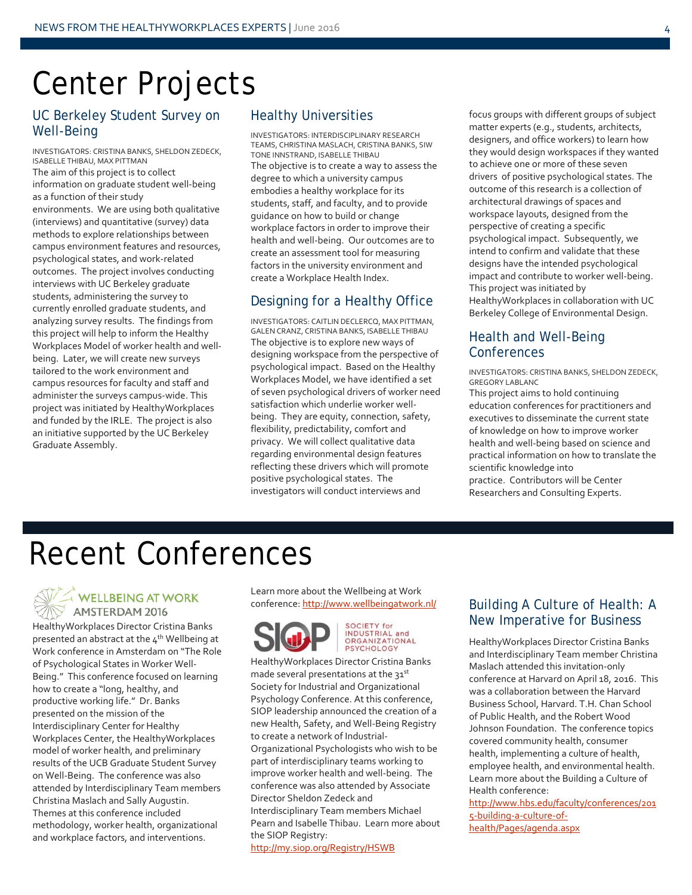# Center Projects

## UC Berkeley Student Survey on Well-Being

INVESTIGATORS: CRISTINA BANKS, SHELDON ZEDECK, ISABELLE THIBAU, MAX PITTMAN

The aim of this project is to collect information on graduate student well-being as a function of their study environments. We are using both qualitative (interviews) and quantitative (survey) data methods to explore relationships between campus environment features and resources, psychological states, and work-related outcomes. The project involves conducting interviews with UC Berkeley graduate students, administering the survey to currently enrolled graduate students, and analyzing survey results. The findings from this project will help to inform the Healthy Workplaces Model of worker health and well-being. Later, we will create new surveys tailored to the work environment and campus resources for faculty and staff and administer the surveys campus-wide. This project was initiated by HealthyWorkplaces and funded by the IRLE. The project is also an initiative supported by the UC Berkeley Graduate Assembly.

## Healthy Universities

INVESTIGATORS: INTERDISCIPLINARY RESEARCH TEAMS, CHRISTINA MASLACH, CRISTINA BANKS, SIW TONE INNSTRAND, ISABELLE THIBAU

The objective is to create a way to assess the degree to which a university campus embodies a healthy workplace for its students, staff, and faculty, and to provide guidance on how to build or change workplace factors in order to improve their health and well-being. Our outcomes are to create an assessment tool for measuring factors in the university environment and create a Workplace Health Index.

## Designing for a Healthy Office

INVESTIGATORS: CAITLIN DECLERCQ, MAX PITTMAN, GALEN CRANZ, CRISTINA BANKS, ISABELLE THIBAU

The objective is to explore new ways of designing workspace from the perspective of psychological impact. Based on the Healthy Workplaces Model, we have identified a set of seven psychological drivers of worker need satisfaction which underlie worker well-being. They are equity, connection, safety, flexibility, predictability, comfort and privacy. We will collect qualitative data regarding environmental design features reflecting these drivers which will promote positive psychological states. The investigators will conduct interviews and focus groups with different groups of subject matter experts (e.g., students, architects, designers, and office workers) to learn how they would design workspaces if they wanted to achieve one or more of these seven drivers of positive psychological states. The outcome of this research is a collection of architectural drawings of spaces and workspace layouts, designed from the perspective of creating a specific psychological impact. Subsequently, we intend to confirm and validate that these designs have the intended psychological impact and contribute to worker well-being. This project was initiated by HealthyWorkplaces in collaboration with UC Berkeley College of Environmental Design.

## Health and Well-Being Conferences

INVESTIGATORS: CRISTINA BANKS, SHELDON ZEDECK, GREGORY LABLANC

This project aims to hold continuing education conferences for practitioners and executives to disseminate the current state of knowledge on how to improve worker health and well-being based on science and practical information on how to translate the scientific knowledge into practice. Contributors will be Center Researchers and Consulting Experts.

# Recent Conferences

## WELLBEING AT WORK AMSTERDAM 2016

HealthyWorkplaces Director Cristina Banks presented an abstract at the 4th Wellbeing at Work conference in Amsterdam on "The Role of Psychological States in Worker Well-Being." This conference focused on learning how to create a "long, healthy, and productive working life." Dr. Banks presented on the mission of the Interdisciplinary Center for Healthy Workplaces Center, the HealthyWorkplaces model of worker health, and preliminary results of the UCB Graduate Student Survey on Well-Being. The conference was also attended by Interdisciplinary Team members Christina Maslach and Sally Augustin. Themes at this conference included methodology, worker health, organizational and workplace factors, and interventions.

Learn more about the Wellbeing at Work conference: http://www.wellbeingatwork.nl/

## SIOP – Society for Industrial and Organizational Psychology

HealthyWorkplaces Director Cristina Banks made several presentations at the 31st Society for Industrial and Organizational Psychology Conference. At this conference, SIOP leadership announced the creation of a new Health, Safety, and Well-Being Registry to create a network of Industrial-Organizational Psychologists who wish to be part of interdisciplinary teams working to improve worker health and well-being. The conference was also attended by Associate Director Sheldon Zedeck and Interdisciplinary Team members Michael Pearn and Isabelle Thibau. Learn more about the SIOP Registry: http://my.siop.org/Registry/HSWB

## Building A Culture of Health: A New Imperative for Business

HealthyWorkplaces Director Cristina Banks and Interdisciplinary Team member Christina Maslach attended this invitation-only conference at Harvard on April 18, 2016. This was a collaboration between the Harvard Business School, Harvard. T.H. Chan School of Public Health, and the Robert Wood Johnson Foundation. The conference topics covered community health, consumer health, implementing a culture of health, employee health, and environmental health. Learn more about the Building a Culture of Health conference: http://www.hbs.edu/faculty/conferences/2015-building-a-culture-of-health/Pages/agenda.aspx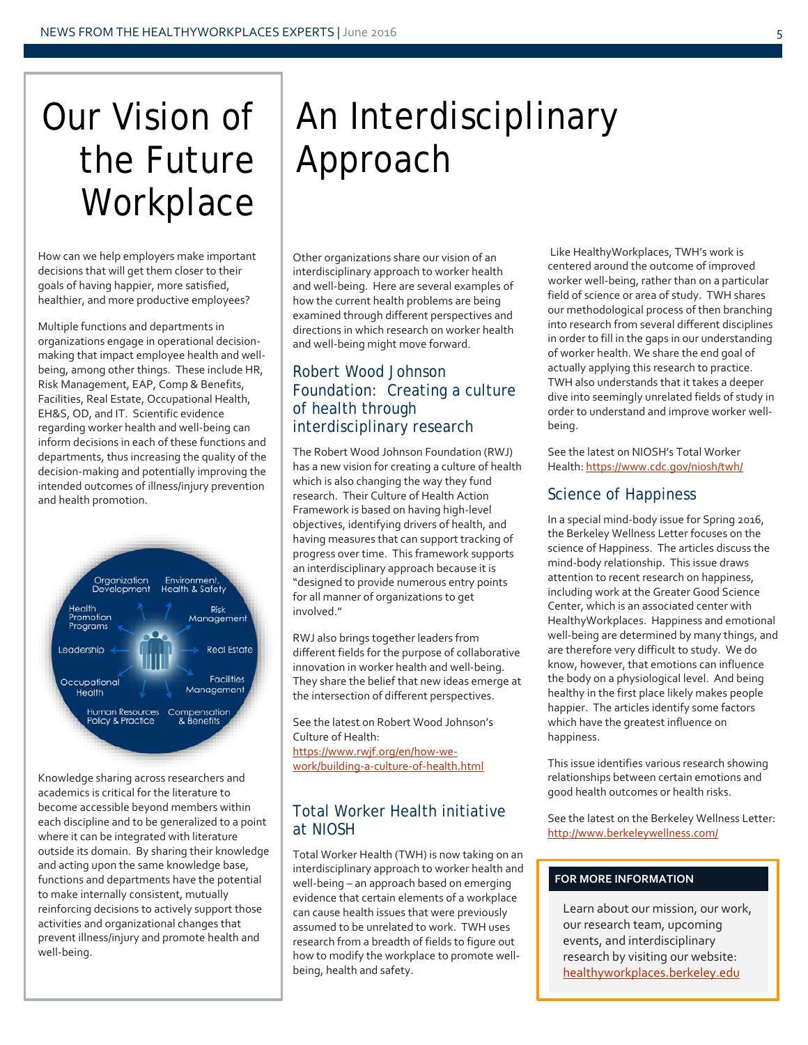# Our Vision of the Future Workplace

How can we help employers make important decisions that will get them closer to their goals of having happier, more satisfied, healthier, and more productive employees?

Multiple functions and departments in organizations engage in operational decision-making that impact employee health and well-being, among other things. These include HR, Risk Management, EAP, Comp & Benefits, Facilities, Real Estate, Occupational Health, EH&S, OD, and IT. Scientific evidence regarding worker health and well-being can inform decisions in each of these functions and departments, thus increasing the quality of the decision-making and potentially improving the intended outcomes of illness/injury prevention and health promotion.

Organization Development · Environment, Health & Safety · Risk Management · Real Estate · Facilities Management · Compensation & Benefits · Human Resources Policy & Practice · Occupational Health · Leadership · Health Promotion Programs

Knowledge sharing across researchers and academics is critical for the literature to become accessible beyond members within each discipline and to be generalized to a point where it can be integrated with literature outside its domain. By sharing their knowledge and acting upon the same knowledge base, functions and departments have the potential to make internally consistent, mutually reinforcing decisions to actively support those activities and organizational changes that prevent illness/injury and promote health and well-being.

# An Interdisciplinary Approach

Other organizations share our vision of an interdisciplinary approach to worker health and well-being. Here are several examples of how the current health problems are being examined through different perspectives and directions in which research on worker health and well-being might move forward.

## Robert Wood Johnson Foundation: Creating a culture of health through interdisciplinary research

The Robert Wood Johnson Foundation (RWJ) has a new vision for creating a culture of health which is also changing the way they fund research. Their Culture of Health Action Framework is based on having high-level objectives, identifying drivers of health, and having measures that can support tracking of progress over time. This framework supports an interdisciplinary approach because it is "designed to provide numerous entry points for all manner of organizations to get involved."

RWJ also brings together leaders from different fields for the purpose of collaborative innovation in worker health and well-being. They share the belief that new ideas emerge at the intersection of different perspectives.

See the latest on Robert Wood Johnson's Culture of Health: https://www.rwjf.org/en/how-we-work/building-a-culture-of-health.html

## Total Worker Health initiative at NIOSH

Total Worker Health (TWH) is now taking on an interdisciplinary approach to worker health and well-being – an approach based on emerging evidence that certain elements of a workplace can cause health issues that were previously assumed to be unrelated to work. TWH uses research from a breadth of fields to figure out how to modify the workplace to promote well-being, health and safety.

Like HealthyWorkplaces, TWH's work is centered around the outcome of improved worker well-being, rather than on a particular field of science or area of study. TWH shares our methodological process of then branching into research from several different disciplines in order to fill in the gaps in our understanding of worker health. We share the end goal of actually applying this research to practice. TWH also understands that it takes a deeper dive into seemingly unrelated fields of study in order to understand and improve worker well-being.

See the latest on NIOSH's Total Worker Health: https://www.cdc.gov/niosh/twh/

## Science of Happiness

In a special mind-body issue for Spring 2016, the Berkeley Wellness Letter focuses on the science of Happiness. The articles discuss the mind-body relationship. This issue draws attention to recent research on happiness, including work at the Greater Good Science Center, which is an associated center with HealthyWorkplaces. Happiness and emotional well-being are determined by many things, and are therefore very difficult to study. We do know, however, that emotions can influence the body on a physiological level. And being healthy in the first place likely makes people happier. The articles identify some factors which have the greatest influence on happiness.

This issue identifies various research showing relationships between certain emotions and good health outcomes or health risks.

See the latest on the Berkeley Wellness Letter: http://www.berkeleywellness.com/

**FOR MORE INFORMATION**

Learn about our mission, our work, our research team, upcoming events, and interdisciplinary research by visiting our website: healthyworkplaces.berkeley.edu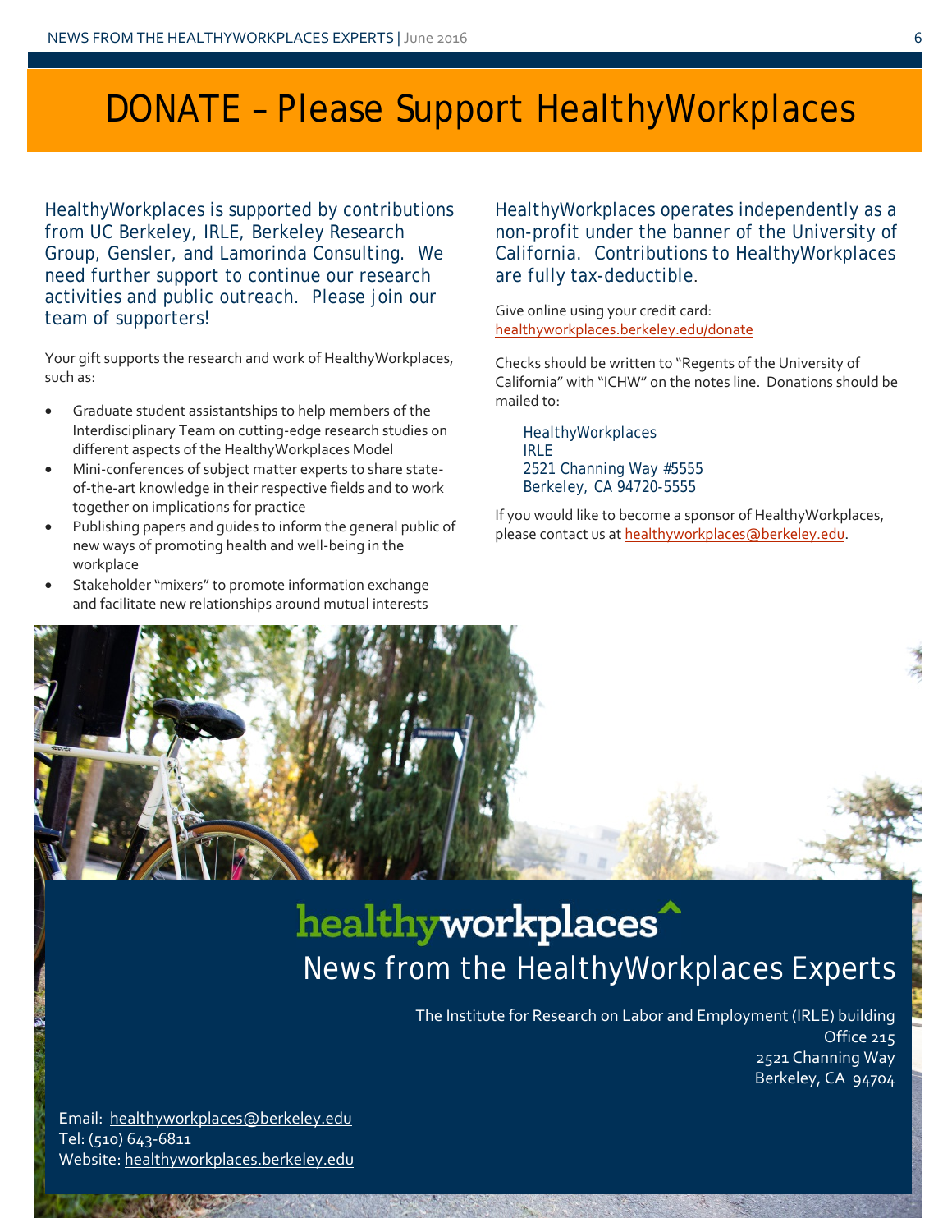# DONATE – Please Support HealthyWorkplaces

HealthyWorkplaces is supported by contributions from UC Berkeley, IRLE, Berkeley Research Group, Gensler, and Lamorinda Consulting. We need further support to continue our research activities and public outreach. Please join our team of supporters!

Your gift supports the research and work of HealthyWorkplaces, such as:

- Graduate student assistantships to help members of the Interdisciplinary Team on cutting-edge research studies on different aspects of the HealthyWorkplaces Model
- Mini-conferences of subject matter experts to share state-of-the-art knowledge in their respective fields and to work together on implications for practice
- Publishing papers and guides to inform the general public of new ways of promoting health and well-being in the workplace
- Stakeholder "mixers" to promote information exchange and facilitate new relationships around mutual interests

HealthyWorkplaces operates independently as a non-profit under the banner of the University of California. Contributions to HealthyWorkplaces are fully tax-deductible.

Give online using your credit card:
healthyworkplaces.berkeley.edu/donate

Checks should be written to "Regents of the University of California" with "ICHW" on the notes line. Donations should be mailed to:

HealthyWorkplaces
IRLE
2521 Channing Way #5555
Berkeley, CA 94720-5555

If you would like to become a sponsor of HealthyWorkplaces, please contact us at healthyworkplaces@berkeley.edu.

**healthyworkplaces**

## News from the HealthyWorkplaces Experts

The Institute for Research on Labor and Employment (IRLE) building
Office 215
2521 Channing Way
Berkeley, CA 94704

Email: healthyworkplaces@berkeley.edu
Tel: (510) 643-6811
Website: healthyworkplaces.berkeley.edu